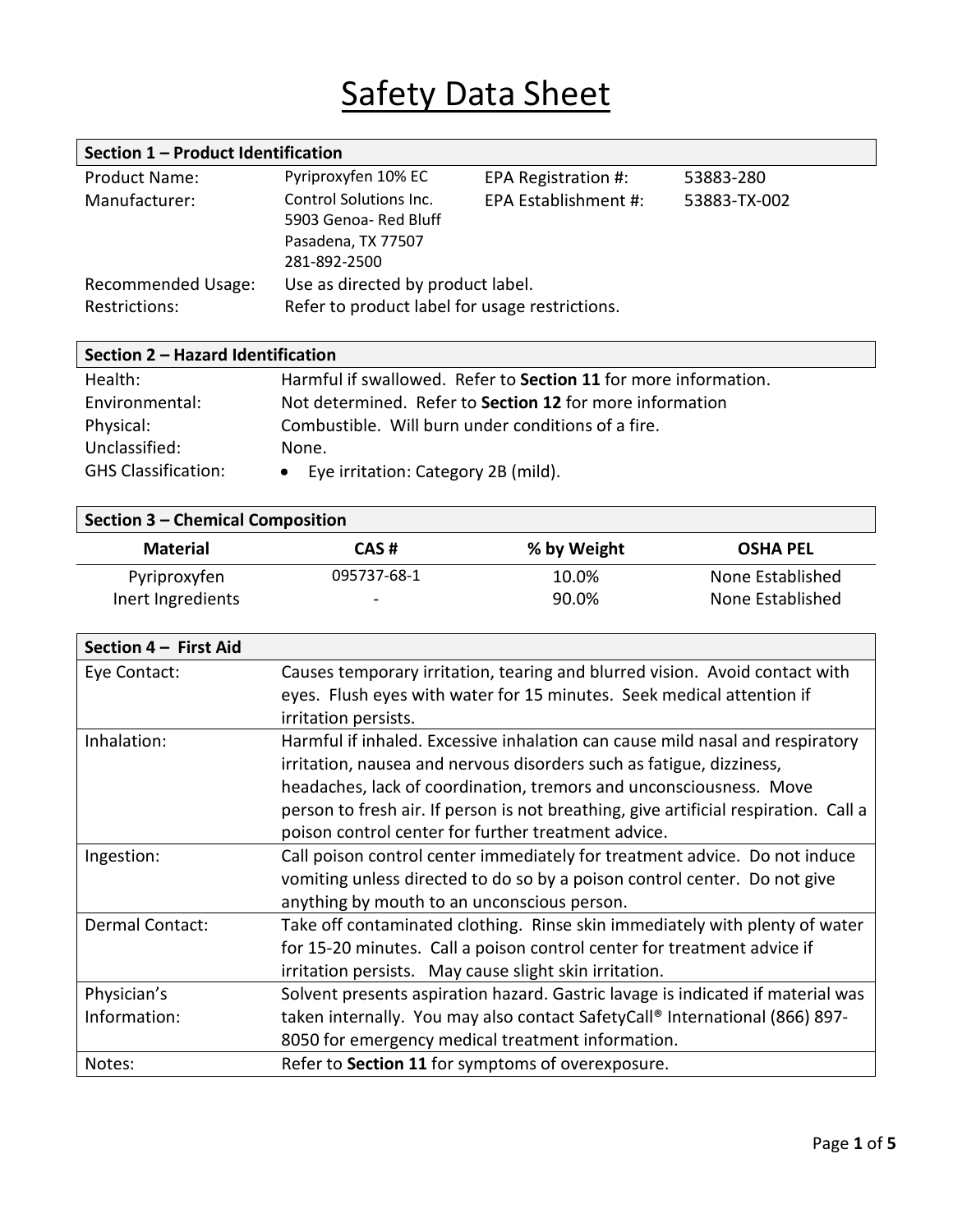# Safety Data Sheet

## Section 1 – Product Identification

| | | | |
|---|---|---|---|
| Product Name: | Pyriproxyfen 10% EC | EPA Registration #: | 53883-280 |
| Manufacturer: | Control Solutions Inc.<br>5903 Genoa- Red Bluff<br>Pasadena, TX 77507<br>281-892-2500 | EPA Establishment #: | 53883-TX-002 |
| Recommended Usage: | Use as directed by product label. | | |
| Restrictions: | Refer to product label for usage restrictions. | | |

## Section 2 – Hazard Identification

| | |
|---|---|
| Health: | Harmful if swallowed. Refer to **Section 11** for more information. |
| Environmental: | Not determined. Refer to **Section 12** for more information |
| Physical: | Combustible. Will burn under conditions of a fire. |
| Unclassified: | None. |
| GHS Classification: | • Eye irritation: Category 2B (mild). |

## Section 3 – Chemical Composition

| Material | CAS # | % by Weight | OSHA PEL |
|---|---|---|---|
| Pyriproxyfen | 095737-68-1 | 10.0% | None Established |
| Inert Ingredients | - | 90.0% | None Established |

## Section 4 – First Aid

| | |
|---|---|
| Eye Contact: | Causes temporary irritation, tearing and blurred vision. Avoid contact with eyes. Flush eyes with water for 15 minutes. Seek medical attention if irritation persists. |
| Inhalation: | Harmful if inhaled. Excessive inhalation can cause mild nasal and respiratory irritation, nausea and nervous disorders such as fatigue, dizziness, headaches, lack of coordination, tremors and unconsciousness. Move person to fresh air. If person is not breathing, give artificial respiration. Call a poison control center for further treatment advice. |
| Ingestion: | Call poison control center immediately for treatment advice. Do not induce vomiting unless directed to do so by a poison control center. Do not give anything by mouth to an unconscious person. |
| Dermal Contact: | Take off contaminated clothing. Rinse skin immediately with plenty of water for 15-20 minutes. Call a poison control center for treatment advice if irritation persists. May cause slight skin irritation. |
| Physician's Information: | Solvent presents aspiration hazard. Gastric lavage is indicated if material was taken internally. You may also contact SafetyCall® International (866) 897-8050 for emergency medical treatment information. |
| Notes: | Refer to **Section 11** for symptoms of overexposure. |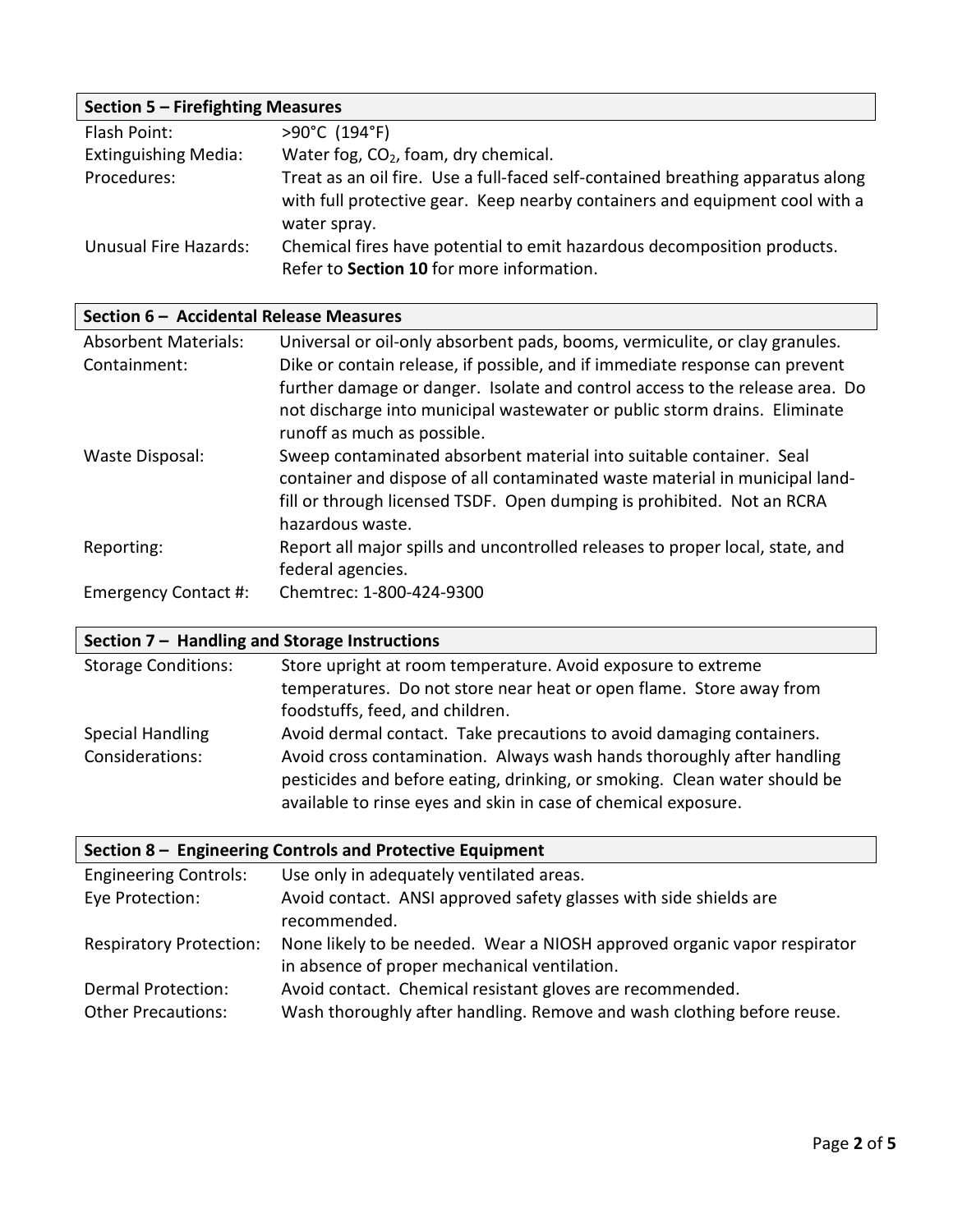## Section 5 – Firefighting Measures

| | |
|---|---|
| Flash Point: | >90°C (194°F) |
| Extinguishing Media: | Water fog, $CO_2$, foam, dry chemical. |
| Procedures: | Treat as an oil fire. Use a full-faced self-contained breathing apparatus along with full protective gear. Keep nearby containers and equipment cool with a water spray. |
| Unusual Fire Hazards: | Chemical fires have potential to emit hazardous decomposition products. Refer to **Section 10** for more information. |

## Section 6 – Accidental Release Measures

| | |
|---|---|
| Absorbent Materials: | Universal or oil-only absorbent pads, booms, vermiculite, or clay granules. |
| Containment: | Dike or contain release, if possible, and if immediate response can prevent further damage or danger. Isolate and control access to the release area. Do not discharge into municipal wastewater or public storm drains. Eliminate runoff as much as possible. |
| Waste Disposal: | Sweep contaminated absorbent material into suitable container. Seal container and dispose of all contaminated waste material in municipal land-fill or through licensed TSDF. Open dumping is prohibited. Not an RCRA hazardous waste. |
| Reporting: | Report all major spills and uncontrolled releases to proper local, state, and federal agencies. |
| Emergency Contact #: | Chemtrec: 1-800-424-9300 |

## Section 7 – Handling and Storage Instructions

| | |
|---|---|
| Storage Conditions: | Store upright at room temperature. Avoid exposure to extreme temperatures. Do not store near heat or open flame. Store away from foodstuffs, feed, and children. |
| Special Handling Considerations: | Avoid dermal contact. Take precautions to avoid damaging containers. Avoid cross contamination. Always wash hands thoroughly after handling pesticides and before eating, drinking, or smoking. Clean water should be available to rinse eyes and skin in case of chemical exposure. |

## Section 8 – Engineering Controls and Protective Equipment

| | |
|---|---|
| Engineering Controls: | Use only in adequately ventilated areas. |
| Eye Protection: | Avoid contact. ANSI approved safety glasses with side shields are recommended. |
| Respiratory Protection: | None likely to be needed. Wear a NIOSH approved organic vapor respirator in absence of proper mechanical ventilation. |
| Dermal Protection: | Avoid contact. Chemical resistant gloves are recommended. |
| Other Precautions: | Wash thoroughly after handling. Remove and wash clothing before reuse. |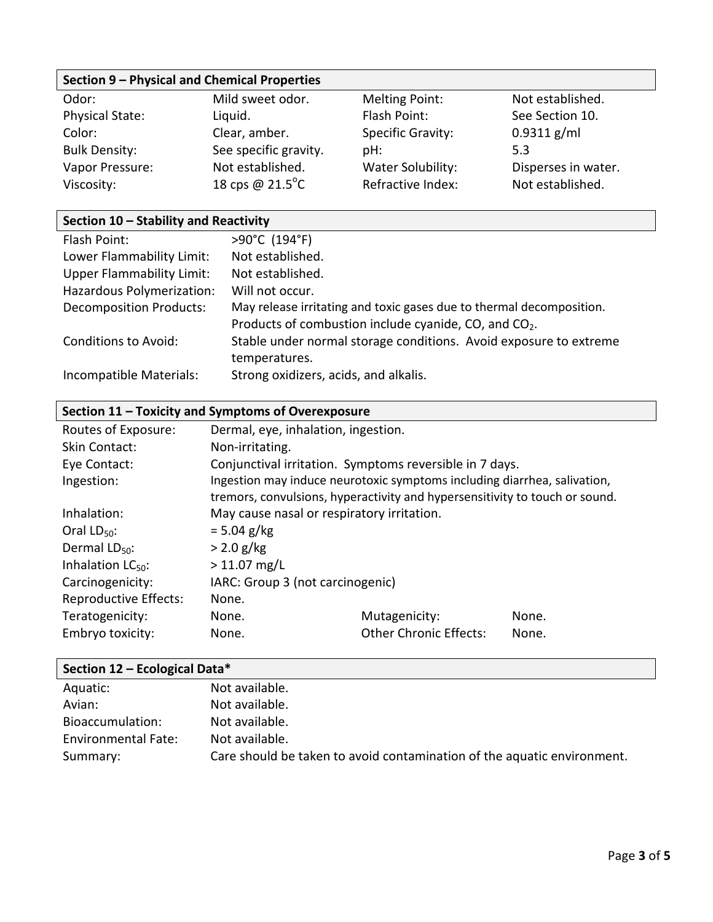## Section 9 – Physical and Chemical Properties

| | | | |
|---|---|---|---|
| Odor: | Mild sweet odor. | Melting Point: | Not established. |
| Physical State: | Liquid. | Flash Point: | See Section 10. |
| Color: | Clear, amber. | Specific Gravity: | 0.9311 g/ml |
| Bulk Density: | See specific gravity. | pH: | 5.3 |
| Vapor Pressure: | Not established. | Water Solubility: | Disperses in water. |
| Viscosity: | 18 cps @ 21.5°C | Refractive Index: | Not established. |

## Section 10 – Stability and Reactivity

| | |
|---|---|
| Flash Point: | >90°C (194°F) |
| Lower Flammability Limit: | Not established. |
| Upper Flammability Limit: | Not established. |
| Hazardous Polymerization: | Will not occur. |
| Decomposition Products: | May release irritating and toxic gases due to thermal decomposition. Products of combustion include cyanide, CO, and $CO_2$. |
| Conditions to Avoid: | Stable under normal storage conditions. Avoid exposure to extreme temperatures. |
| Incompatible Materials: | Strong oxidizers, acids, and alkalis. |

## Section 11 – Toxicity and Symptoms of Overexposure

| | | | |
|---|---|---|---|
| Routes of Exposure: | Dermal, eye, inhalation, ingestion. | | |
| Skin Contact: | Non-irritating. | | |
| Eye Contact: | Conjunctival irritation. Symptoms reversible in 7 days. | | |
| Ingestion: | Ingestion may induce neurotoxic symptoms including diarrhea, salivation, tremors, convulsions, hyperactivity and hypersensitivity to touch or sound. | | |
| Inhalation: | May cause nasal or respiratory irritation. | | |
| Oral $LD_{50}$: | = 5.04 g/kg | | |
| Dermal $LD_{50}$: | > 2.0 g/kg | | |
| Inhalation $LC_{50}$: | > 11.07 mg/L | | |
| Carcinogenicity: | IARC: Group 3 (not carcinogenic) | | |
| Reproductive Effects: | None. | | |
| Teratogenicity: | None. | Mutagenicity: | None. |
| Embryo toxicity: | None. | Other Chronic Effects: | None. |

## Section 12 – Ecological Data*

| | |
|---|---|
| Aquatic: | Not available. |
| Avian: | Not available. |
| Bioaccumulation: | Not available. |
| Environmental Fate: | Not available. |
| Summary: | Care should be taken to avoid contamination of the aquatic environment. |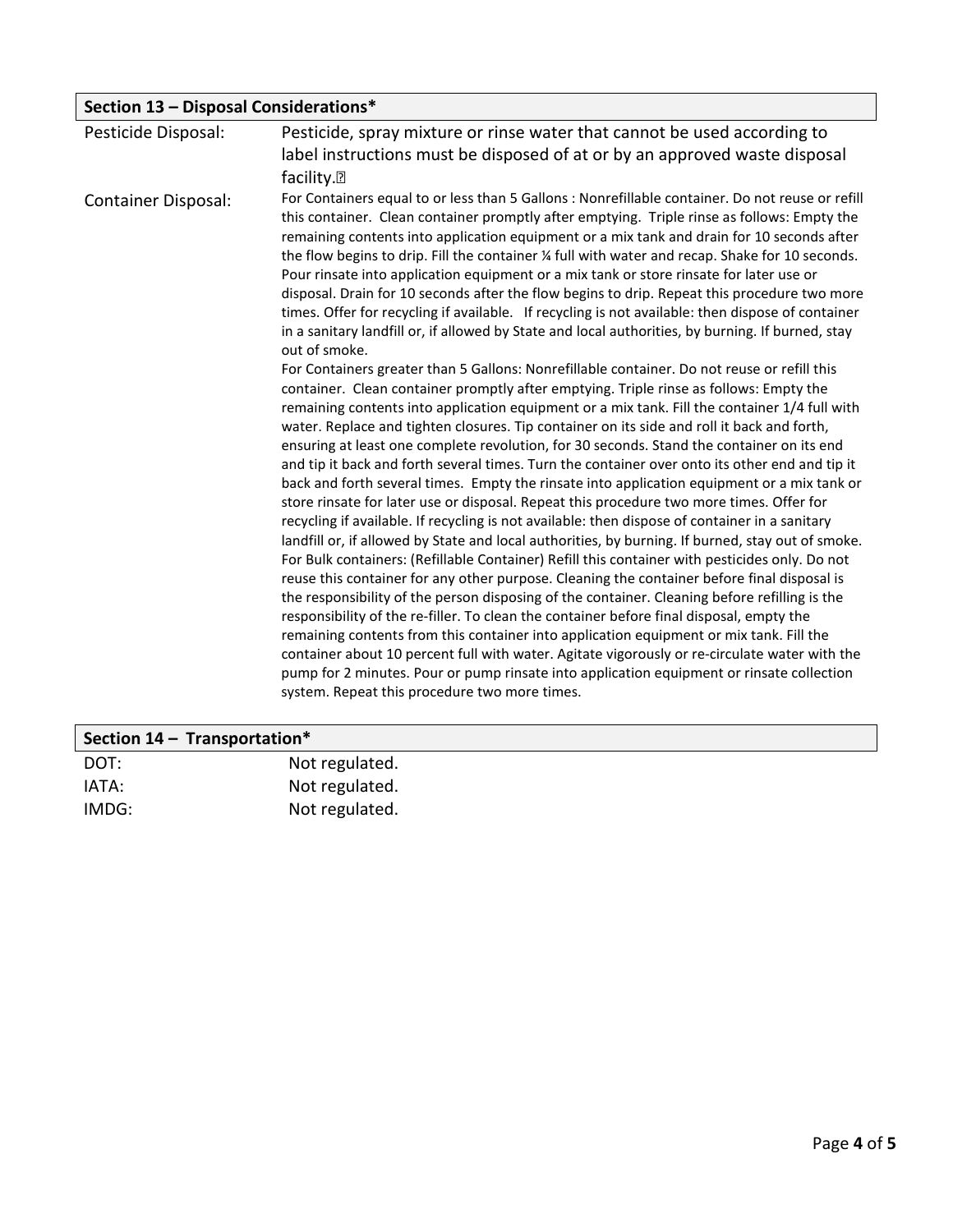## Section 13 – Disposal Considerations*

| | |
|---|---|
| Pesticide Disposal: | Pesticide, spray mixture or rinse water that cannot be used according to label instructions must be disposed of at or by an approved waste disposal facility.� |
| Container Disposal: | For Containers equal to or less than 5 Gallons : Nonrefillable container. Do not reuse or refill this container. Clean container promptly after emptying. Triple rinse as follows: Empty the remaining contents into application equipment or a mix tank and drain for 10 seconds after the flow begins to drip. Fill the container ¼ full with water and recap. Shake for 10 seconds. Pour rinsate into application equipment or a mix tank or store rinsate for later use or disposal. Drain for 10 seconds after the flow begins to drip. Repeat this procedure two more times. Offer for recycling if available. If recycling is not available: then dispose of container in a sanitary landfill or, if allowed by State and local authorities, by burning. If burned, stay out of smoke.<br>For Containers greater than 5 Gallons: Nonrefillable container. Do not reuse or refill this container. Clean container promptly after emptying. Triple rinse as follows: Empty the remaining contents into application equipment or a mix tank. Fill the container 1/4 full with water. Replace and tighten closures. Tip container on its side and roll it back and forth, ensuring at least one complete revolution, for 30 seconds. Stand the container on its end and tip it back and forth several times. Turn the container over onto its other end and tip it back and forth several times. Empty the rinsate into application equipment or a mix tank or store rinsate for later use or disposal. Repeat this procedure two more times. Offer for recycling if available. If recycling is not available: then dispose of container in a sanitary landfill or, if allowed by State and local authorities, by burning. If burned, stay out of smoke.<br>For Bulk containers: (Refillable Container) Refill this container with pesticides only. Do not reuse this container for any other purpose. Cleaning the container before final disposal is the responsibility of the person disposing of the container. Cleaning before refilling is the responsibility of the re-filler. To clean the container before final disposal, empty the remaining contents from this container into application equipment or mix tank. Fill the container about 10 percent full with water. Agitate vigorously or re-circulate water with the pump for 2 minutes. Pour or pump rinsate into application equipment or rinsate collection system. Repeat this procedure two more times. |

## Section 14 – Transportation*

| | |
|---|---|
| DOT: | Not regulated. |
| IATA: | Not regulated. |
| IMDG: | Not regulated. |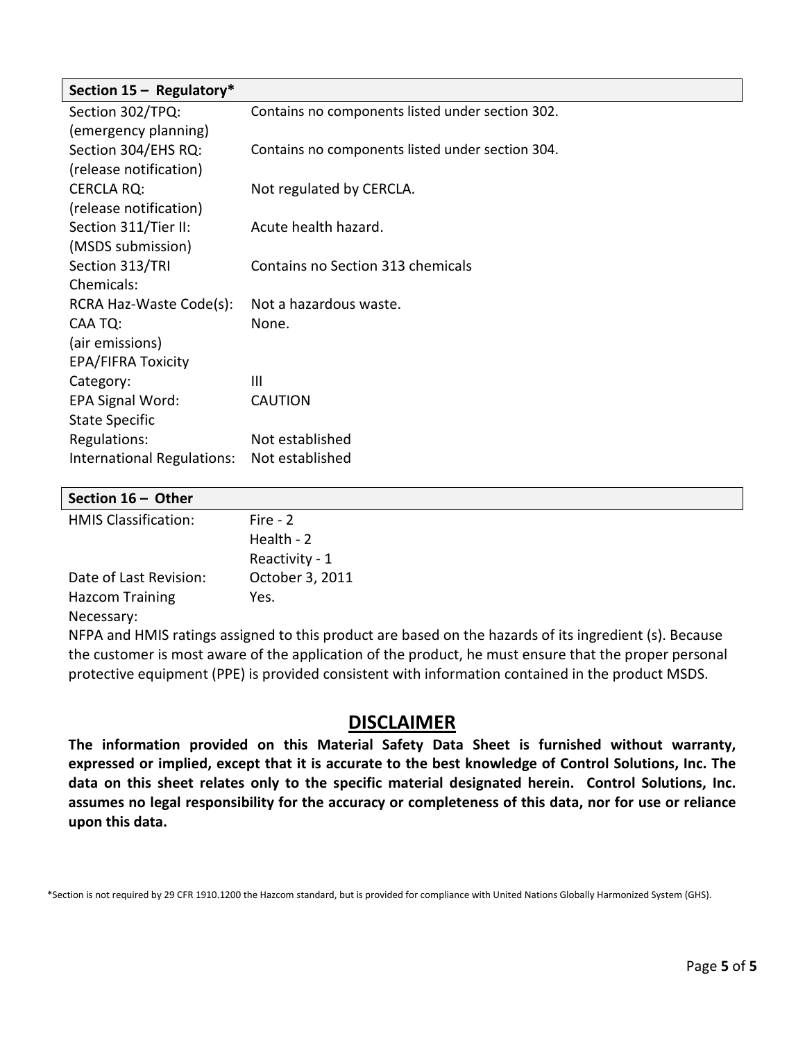## Section 15 – Regulatory*

| | |
|---|---|
| Section 302/TPQ: (emergency planning) | Contains no components listed under section 302. |
| Section 304/EHS RQ: (release notification) | Contains no components listed under section 304. |
| CERCLA RQ: (release notification) | Not regulated by CERCLA. |
| Section 311/Tier II: (MSDS submission) | Acute health hazard. |
| Section 313/TRI Chemicals: | Contains no Section 313 chemicals |
| RCRA Haz-Waste Code(s): | Not a hazardous waste. |
| CAA TQ: (air emissions) | None. |
| EPA/FIFRA Toxicity Category: | III |
| EPA Signal Word: | CAUTION |
| State Specific Regulations: | Not established |
| International Regulations: | Not established |

## Section 16 – Other

| | |
|---|---|
| HMIS Classification: | Fire - 2<br>Health - 2<br>Reactivity - 1 |
| Date of Last Revision: | October 3, 2011 |
| Hazcom Training Necessary: | Yes. |

NFPA and HMIS ratings assigned to this product are based on the hazards of its ingredient (s). Because the customer is most aware of the application of the product, he must ensure that the proper personal protective equipment (PPE) is provided consistent with information contained in the product MSDS.

## DISCLAIMER

**The information provided on this Material Safety Data Sheet is furnished without warranty, expressed or implied, except that it is accurate to the best knowledge of Control Solutions, Inc. The data on this sheet relates only to the specific material designated herein. Control Solutions, Inc. assumes no legal responsibility for the accuracy or completeness of this data, nor for use or reliance upon this data.**

*Section is not required by 29 CFR 1910.1200 the Hazcom standard, but is provided for compliance with United Nations Globally Harmonized System (GHS).